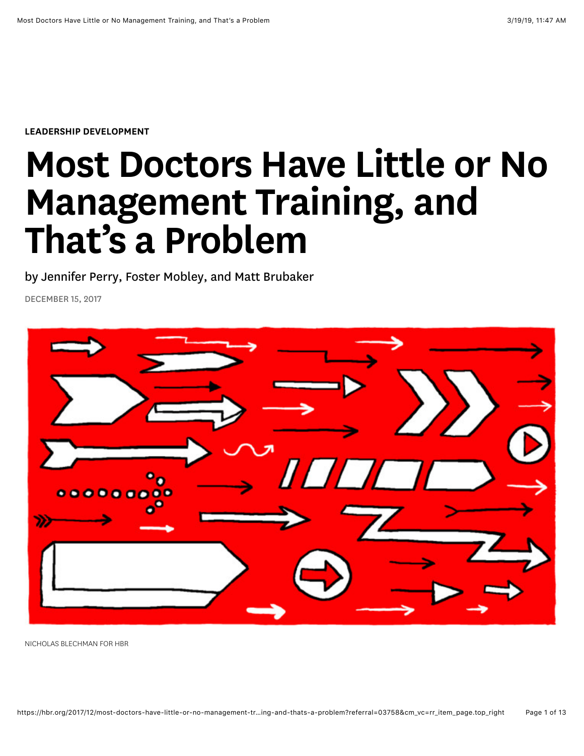LEADERSHIP DEVELOPMENT

# Most Doctors Have Little or No Management Training, and That's a Problem

by Jennifer Perry, Foster Mobley, and Matt Brubaker

DECEMBER 15, 2017

NICHOLAS BLECHMAN FOR HBR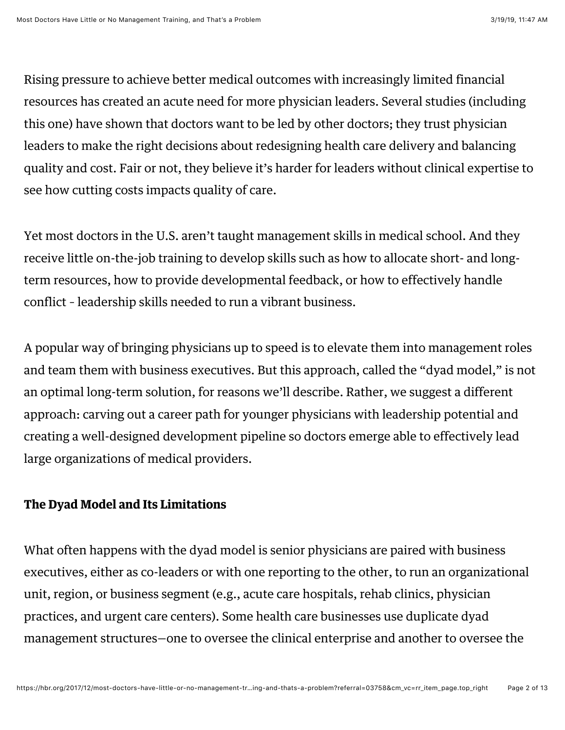Rising pressure to achieve better medical outcomes with increasingly limited financial resources has created an acute need for more physician leaders. Several studies (including this one) have shown that doctors want to be led by other doctors; they trust physician leaders to make the right decisions about redesigning health care delivery and balancing quality and cost. Fair or not, they believe it's harder for leaders without clinical expertise to see how cutting costs impacts quality of care.

Yet most doctors in the U.S. aren't taught management skills in medical school. And they receive little on-the-job training to develop skills such as how to allocate short- and long-term resources, how to provide developmental feedback, or how to effectively handle conflict - leadership skills needed to run a vibrant business.

A popular way of bringing physicians up to speed is to elevate them into management roles and team them with business executives. But this approach, called the "dyad model," is not an optimal long-term solution, for reasons we'll describe. Rather, we suggest a different approach: carving out a career path for younger physicians with leadership potential and creating a well-designed development pipeline so doctors emerge able to effectively lead large organizations of medical providers.

**The Dyad Model and Its Limitations**

What often happens with the dyad model is senior physicians are paired with business executives, either as co-leaders or with one reporting to the other, to run an organizational unit, region, or business segment (e.g., acute care hospitals, rehab clinics, physician practices, and urgent care centers). Some health care businesses use duplicate dyad management structures—one to oversee the clinical enterprise and another to oversee the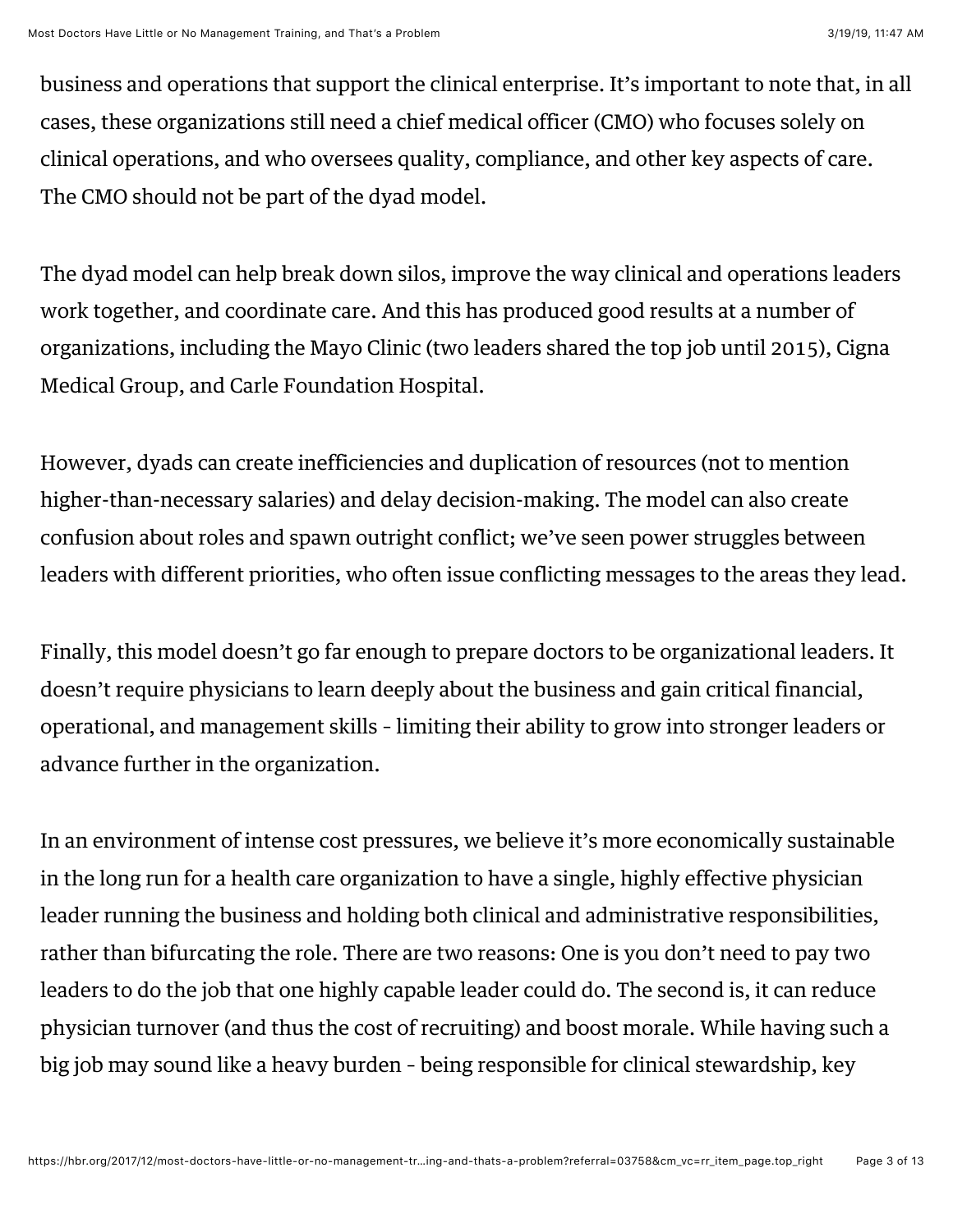business and operations that support the clinical enterprise. It's important to note that, in all cases, these organizations still need a chief medical officer (CMO) who focuses solely on clinical operations, and who oversees quality, compliance, and other key aspects of care. The CMO should not be part of the dyad model.

The dyad model can help break down silos, improve the way clinical and operations leaders work together, and coordinate care. And this has produced good results at a number of organizations, including the Mayo Clinic (two leaders shared the top job until 2015), Cigna Medical Group, and Carle Foundation Hospital.

However, dyads can create inefficiencies and duplication of resources (not to mention higher-than-necessary salaries) and delay decision-making. The model can also create confusion about roles and spawn outright conflict; we've seen power struggles between leaders with different priorities, who often issue conflicting messages to the areas they lead.

Finally, this model doesn't go far enough to prepare doctors to be organizational leaders. It doesn't require physicians to learn deeply about the business and gain critical financial, operational, and management skills - limiting their ability to grow into stronger leaders or advance further in the organization.

In an environment of intense cost pressures, we believe it's more economically sustainable in the long run for a health care organization to have a single, highly effective physician leader running the business and holding both clinical and administrative responsibilities, rather than bifurcating the role. There are two reasons: One is you don't need to pay two leaders to do the job that one highly capable leader could do. The second is, it can reduce physician turnover (and thus the cost of recruiting) and boost morale. While having such a big job may sound like a heavy burden - being responsible for clinical stewardship, key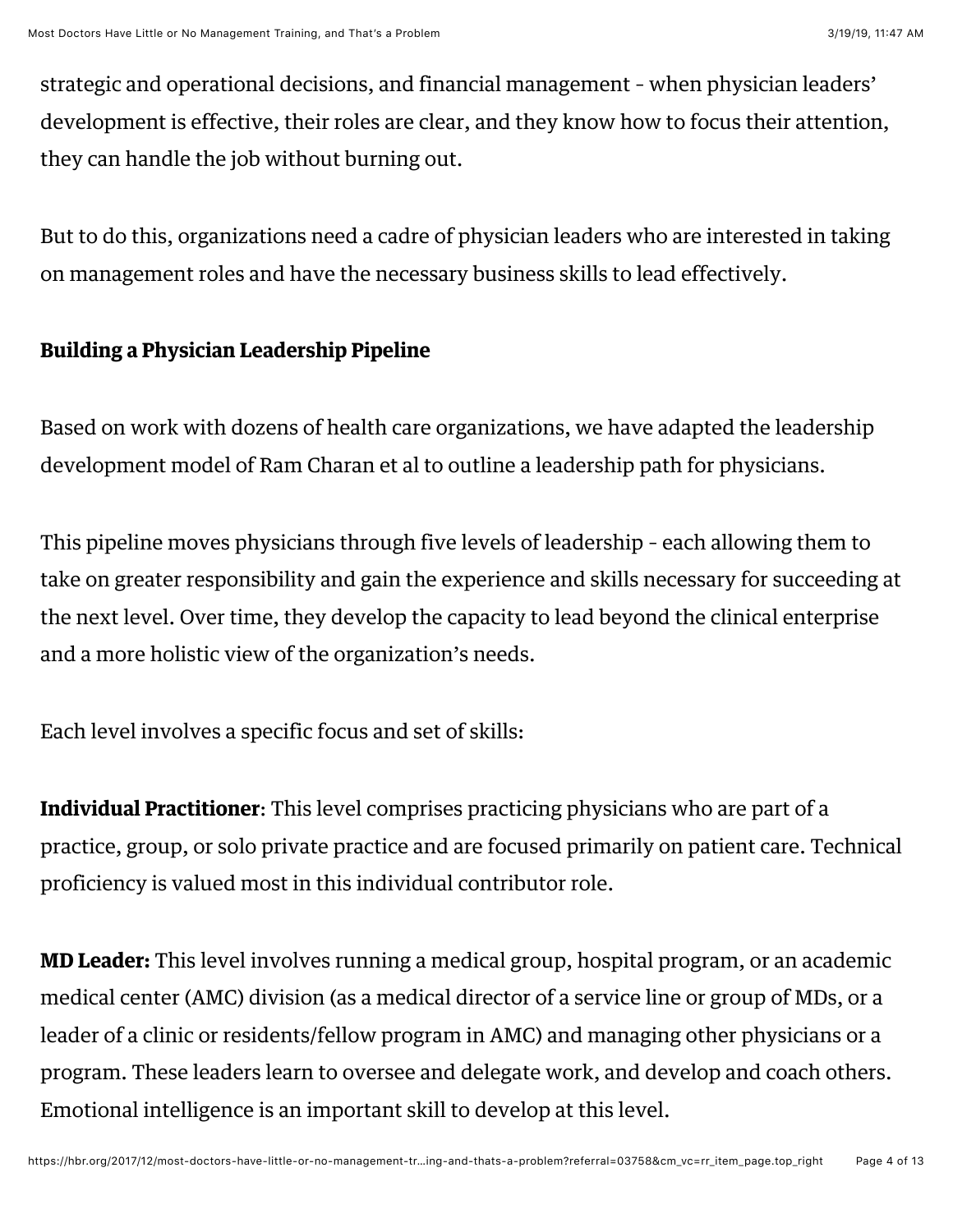strategic and operational decisions, and financial management - when physician leaders' development is effective, their roles are clear, and they know how to focus their attention, they can handle the job without burning out.

But to do this, organizations need a cadre of physician leaders who are interested in taking on management roles and have the necessary business skills to lead effectively.

## Building a Physician Leadership Pipeline

Based on work with dozens of health care organizations, we have adapted the leadership development model of Ram Charan et al to outline a leadership path for physicians.

This pipeline moves physicians through five levels of leadership - each allowing them to take on greater responsibility and gain the experience and skills necessary for succeeding at the next level. Over time, they develop the capacity to lead beyond the clinical enterprise and a more holistic view of the organization's needs.

Each level involves a specific focus and set of skills:

**Individual Practitioner**: This level comprises practicing physicians who are part of a practice, group, or solo private practice and are focused primarily on patient care. Technical proficiency is valued most in this individual contributor role.

**MD Leader:** This level involves running a medical group, hospital program, or an academic medical center (AMC) division (as a medical director of a service line or group of MDs, or a leader of a clinic or residents/fellow program in AMC) and managing other physicians or a program. These leaders learn to oversee and delegate work, and develop and coach others. Emotional intelligence is an important skill to develop at this level.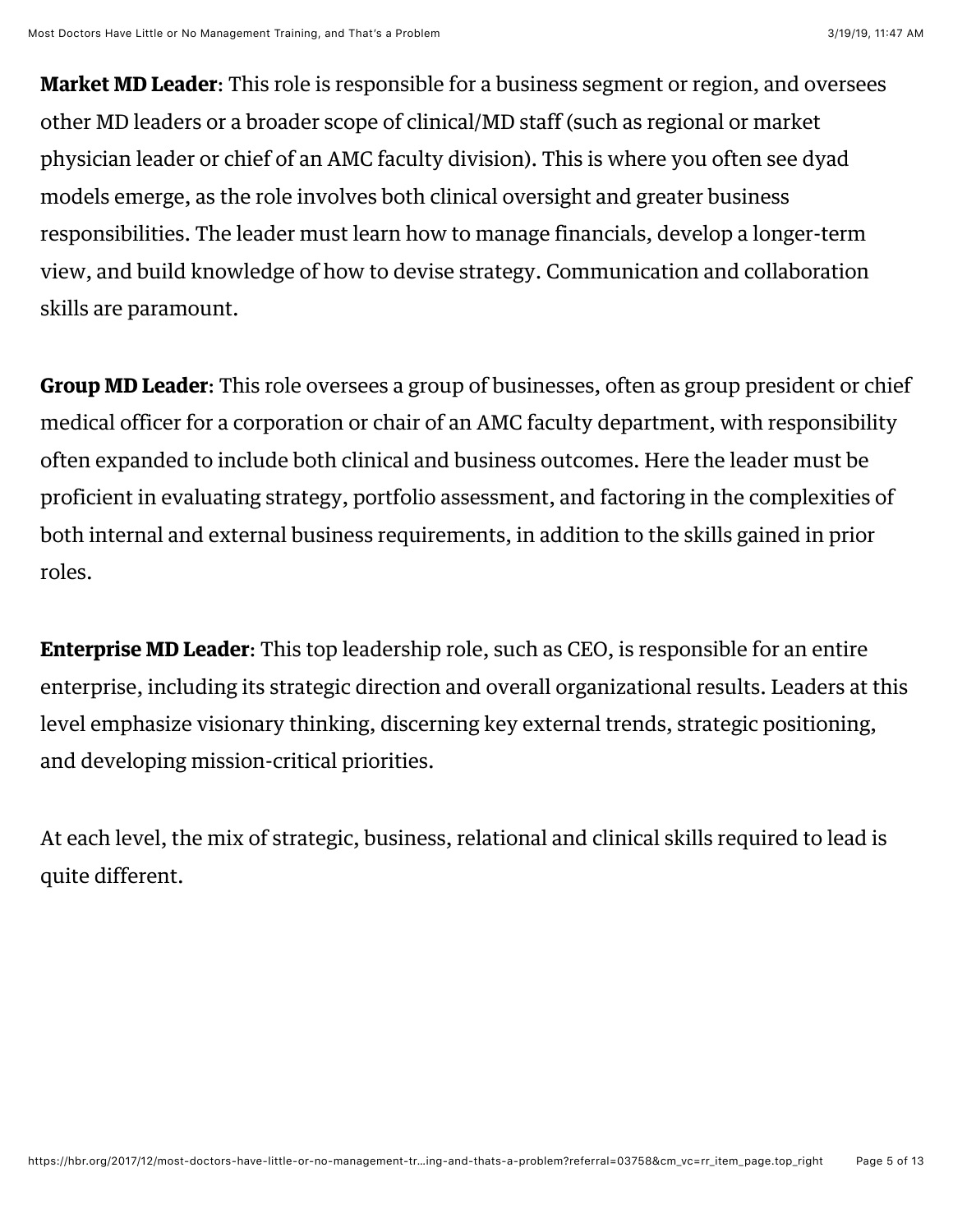**Market MD Leader**: This role is responsible for a business segment or region, and oversees other MD leaders or a broader scope of clinical/MD staff (such as regional or market physician leader or chief of an AMC faculty division). This is where you often see dyad models emerge, as the role involves both clinical oversight and greater business responsibilities. The leader must learn how to manage financials, develop a longer-term view, and build knowledge of how to devise strategy. Communication and collaboration skills are paramount.

**Group MD Leader**: This role oversees a group of businesses, often as group president or chief medical officer for a corporation or chair of an AMC faculty department, with responsibility often expanded to include both clinical and business outcomes. Here the leader must be proficient in evaluating strategy, portfolio assessment, and factoring in the complexities of both internal and external business requirements, in addition to the skills gained in prior roles.

**Enterprise MD Leader**: This top leadership role, such as CEO, is responsible for an entire enterprise, including its strategic direction and overall organizational results. Leaders at this level emphasize visionary thinking, discerning key external trends, strategic positioning, and developing mission-critical priorities.

At each level, the mix of strategic, business, relational and clinical skills required to lead is quite different.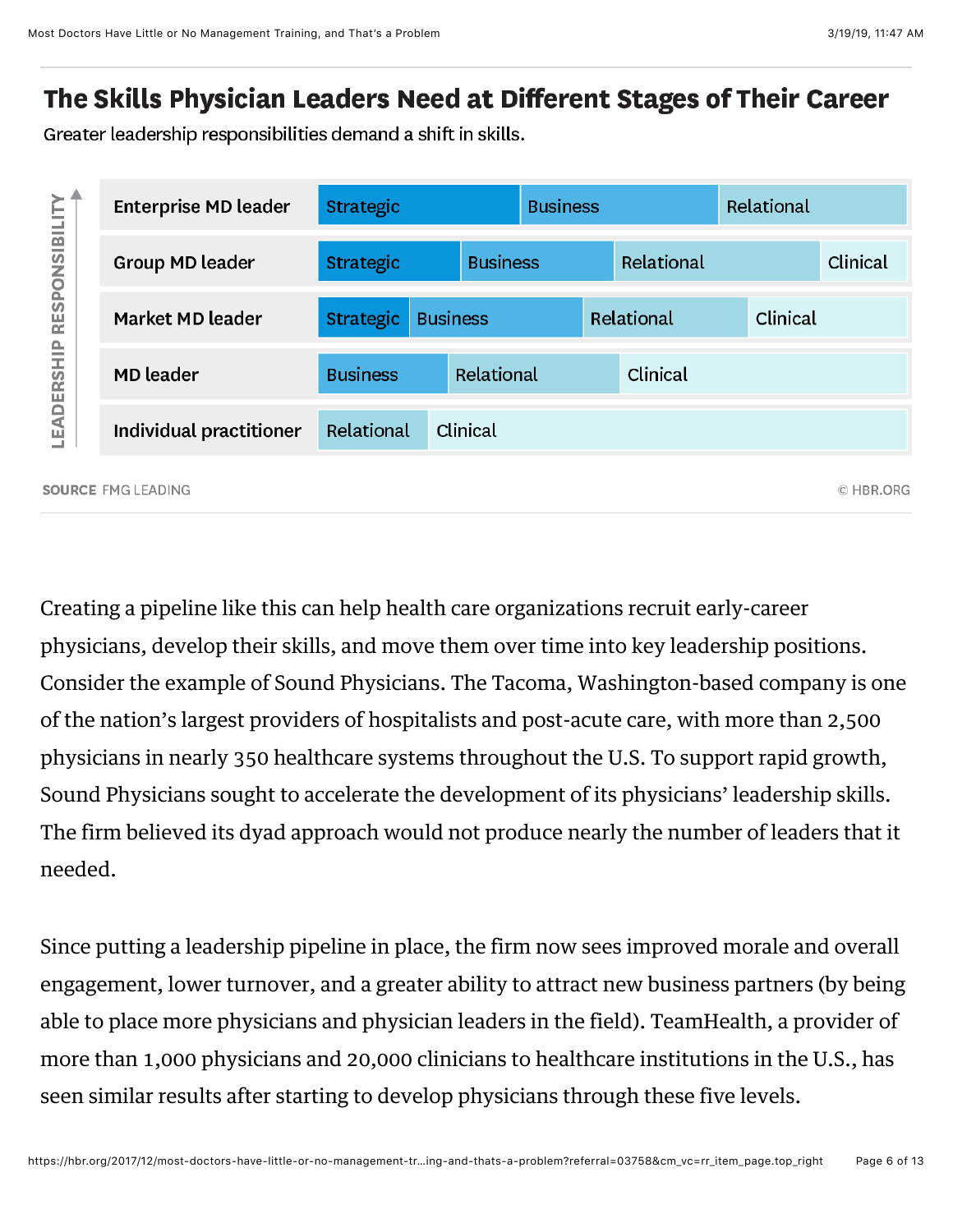## The Skills Physician Leaders Need at Different Stages of Their Career

Greater leadership responsibilities demand a shift in skills.

| LEADERSHIP RESPONSIBILITY ↑ | Skills | | | |
| --- | --- | --- | --- | --- |
| Enterprise MD leader | Strategic | Business | Relational | |
| Group MD leader | Strategic | Business | Relational | Clinical |
| Market MD leader | Strategic | Business | Relational | Clinical |
| MD leader | Business | Relational | Clinical | |
| Individual practitioner | Relational | Clinical | | |

**SOURCE** FMG LEADING

© HBR.ORG

Creating a pipeline like this can help health care organizations recruit early-career physicians, develop their skills, and move them over time into key leadership positions. Consider the example of Sound Physicians. The Tacoma, Washington-based company is one of the nation's largest providers of hospitalists and post-acute care, with more than 2,500 physicians in nearly 350 healthcare systems throughout the U.S. To support rapid growth, Sound Physicians sought to accelerate the development of its physicians' leadership skills. The firm believed its dyad approach would not produce nearly the number of leaders that it needed.

Since putting a leadership pipeline in place, the firm now sees improved morale and overall engagement, lower turnover, and a greater ability to attract new business partners (by being able to place more physicians and physician leaders in the field). TeamHealth, a provider of more than 1,000 physicians and 20,000 clinicians to healthcare institutions in the U.S., has seen similar results after starting to develop physicians through these five levels.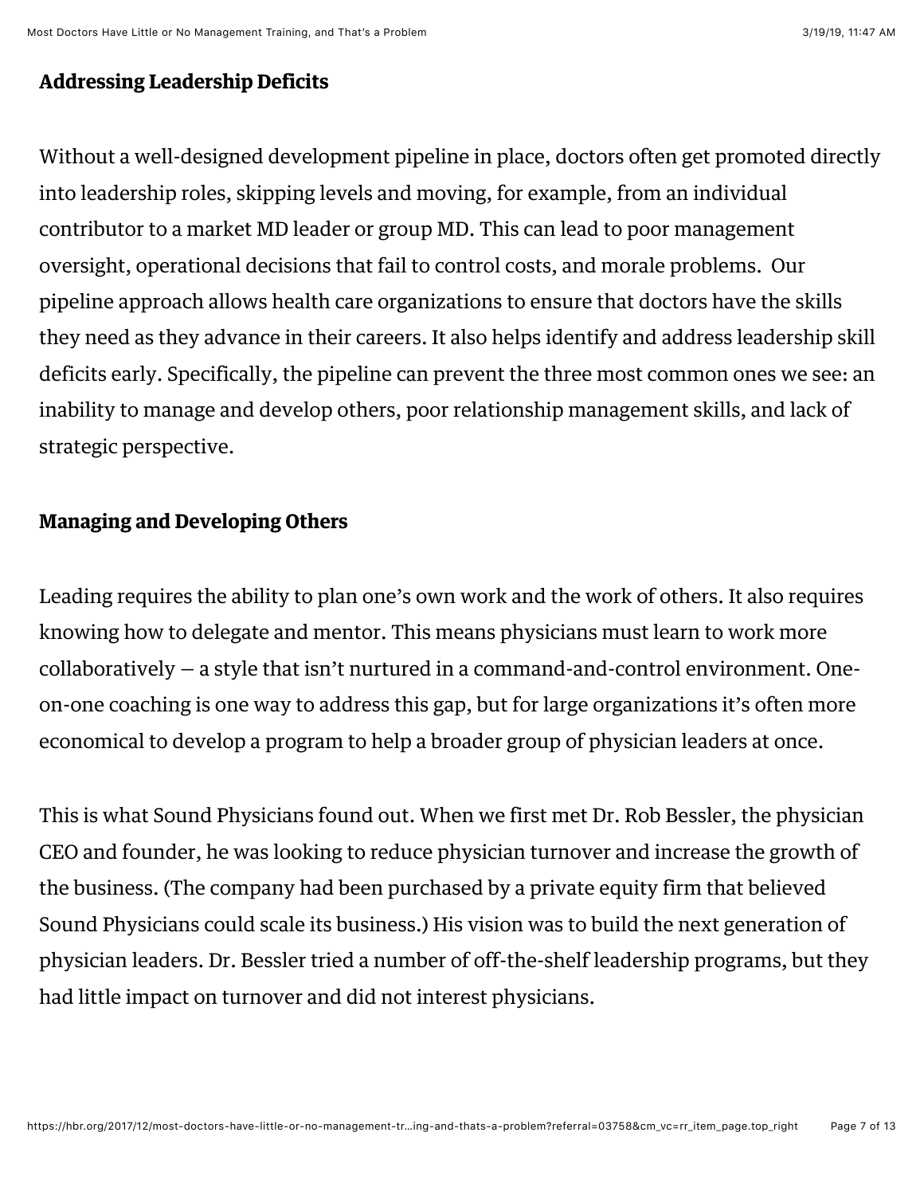**Addressing Leadership Deficits**

Without a well-designed development pipeline in place, doctors often get promoted directly into leadership roles, skipping levels and moving, for example, from an individual contributor to a market MD leader or group MD. This can lead to poor management oversight, operational decisions that fail to control costs, and morale problems. Our pipeline approach allows health care organizations to ensure that doctors have the skills they need as they advance in their careers. It also helps identify and address leadership skill deficits early. Specifically, the pipeline can prevent the three most common ones we see: an inability to manage and develop others, poor relationship management skills, and lack of strategic perspective.

**Managing and Developing Others**

Leading requires the ability to plan one's own work and the work of others. It also requires knowing how to delegate and mentor. This means physicians must learn to work more collaboratively — a style that isn't nurtured in a command-and-control environment. One-on-one coaching is one way to address this gap, but for large organizations it's often more economical to develop a program to help a broader group of physician leaders at once.

This is what Sound Physicians found out. When we first met Dr. Rob Bessler, the physician CEO and founder, he was looking to reduce physician turnover and increase the growth of the business. (The company had been purchased by a private equity firm that believed Sound Physicians could scale its business.) His vision was to build the next generation of physician leaders. Dr. Bessler tried a number of off-the-shelf leadership programs, but they had little impact on turnover and did not interest physicians.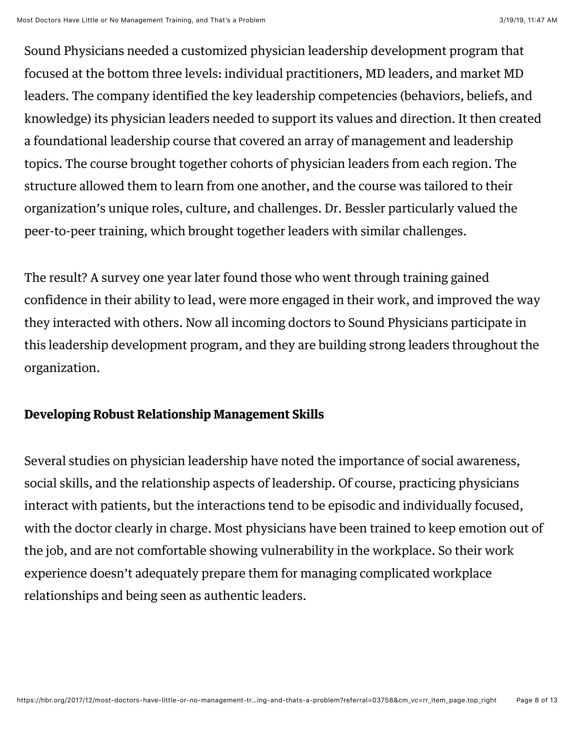Sound Physicians needed a customized physician leadership development program that focused at the bottom three levels: individual practitioners, MD leaders, and market MD leaders. The company identified the key leadership competencies (behaviors, beliefs, and knowledge) its physician leaders needed to support its values and direction. It then created a foundational leadership course that covered an array of management and leadership topics. The course brought together cohorts of physician leaders from each region. The structure allowed them to learn from one another, and the course was tailored to their organization's unique roles, culture, and challenges. Dr. Bessler particularly valued the peer-to-peer training, which brought together leaders with similar challenges.

The result? A survey one year later found those who went through training gained confidence in their ability to lead, were more engaged in their work, and improved the way they interacted with others. Now all incoming doctors to Sound Physicians participate in this leadership development program, and they are building strong leaders throughout the organization.

**Developing Robust Relationship Management Skills**

Several studies on physician leadership have noted the importance of social awareness, social skills, and the relationship aspects of leadership. Of course, practicing physicians interact with patients, but the interactions tend to be episodic and individually focused, with the doctor clearly in charge. Most physicians have been trained to keep emotion out of the job, and are not comfortable showing vulnerability in the workplace. So their work experience doesn't adequately prepare them for managing complicated workplace relationships and being seen as authentic leaders.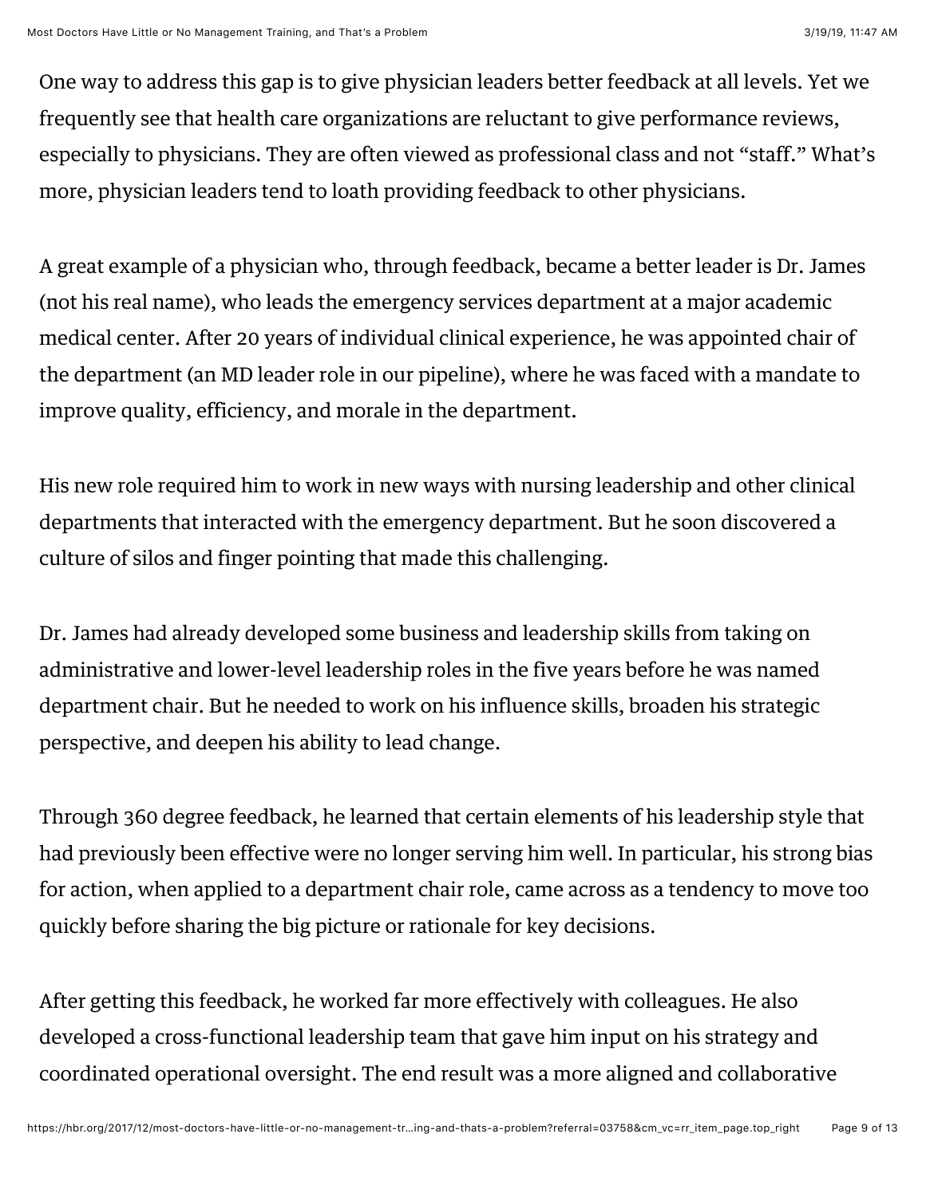One way to address this gap is to give physician leaders better feedback at all levels. Yet we frequently see that health care organizations are reluctant to give performance reviews, especially to physicians. They are often viewed as professional class and not "staff." What's more, physician leaders tend to loath providing feedback to other physicians.

A great example of a physician who, through feedback, became a better leader is Dr. James (not his real name), who leads the emergency services department at a major academic medical center. After 20 years of individual clinical experience, he was appointed chair of the department (an MD leader role in our pipeline), where he was faced with a mandate to improve quality, efficiency, and morale in the department.

His new role required him to work in new ways with nursing leadership and other clinical departments that interacted with the emergency department. But he soon discovered a culture of silos and finger pointing that made this challenging.

Dr. James had already developed some business and leadership skills from taking on administrative and lower-level leadership roles in the five years before he was named department chair. But he needed to work on his influence skills, broaden his strategic perspective, and deepen his ability to lead change.

Through 360 degree feedback, he learned that certain elements of his leadership style that had previously been effective were no longer serving him well. In particular, his strong bias for action, when applied to a department chair role, came across as a tendency to move too quickly before sharing the big picture or rationale for key decisions.

After getting this feedback, he worked far more effectively with colleagues. He also developed a cross-functional leadership team that gave him input on his strategy and coordinated operational oversight. The end result was a more aligned and collaborative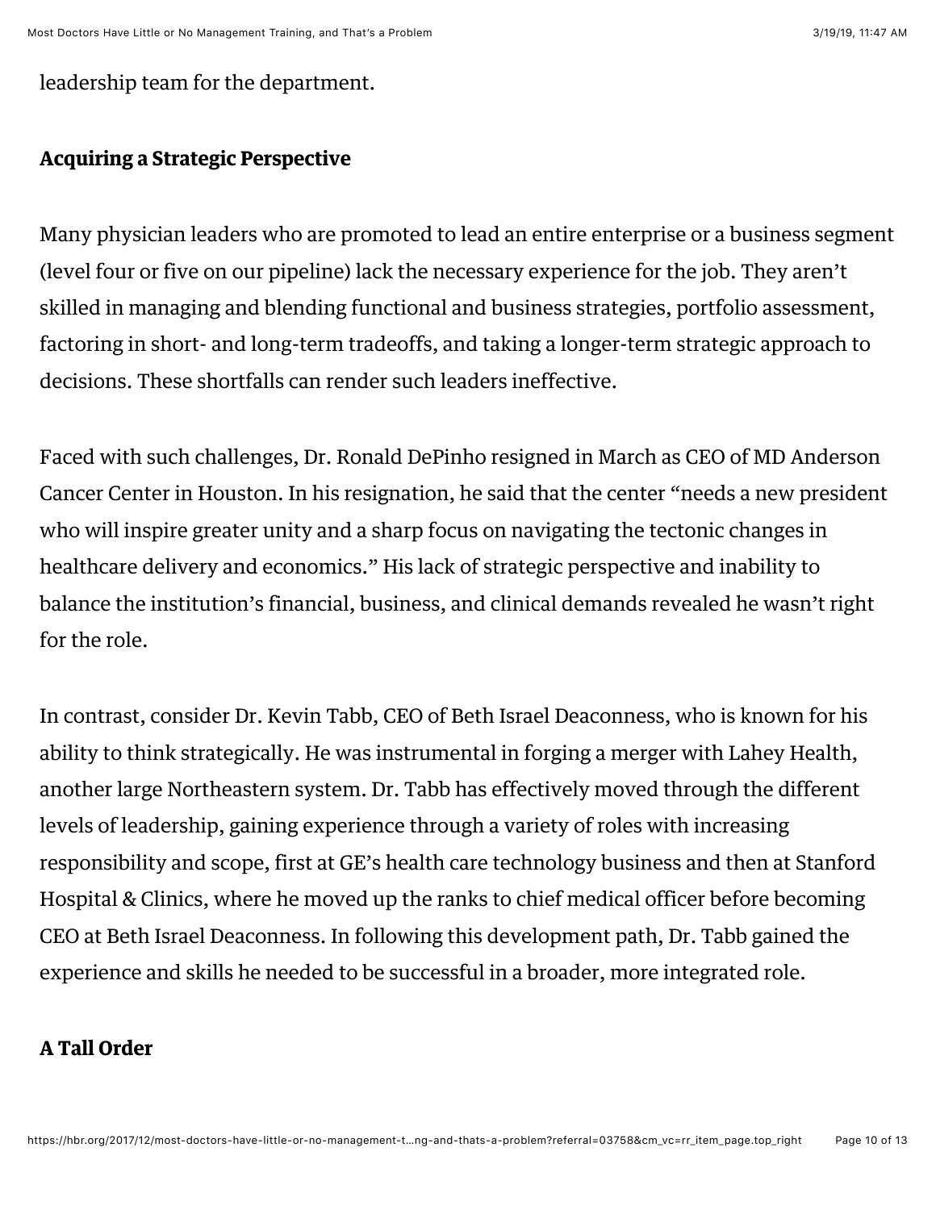leadership team for the department.

**Acquiring a Strategic Perspective**

Many physician leaders who are promoted to lead an entire enterprise or a business segment (level four or five on our pipeline) lack the necessary experience for the job. They aren't skilled in managing and blending functional and business strategies, portfolio assessment, factoring in short- and long-term tradeoffs, and taking a longer-term strategic approach to decisions. These shortfalls can render such leaders ineffective.

Faced with such challenges, Dr. Ronald DePinho resigned in March as CEO of MD Anderson Cancer Center in Houston. In his resignation, he said that the center "needs a new president who will inspire greater unity and a sharp focus on navigating the tectonic changes in healthcare delivery and economics." His lack of strategic perspective and inability to balance the institution's financial, business, and clinical demands revealed he wasn't right for the role.

In contrast, consider Dr. Kevin Tabb, CEO of Beth Israel Deaconness, who is known for his ability to think strategically. He was instrumental in forging a merger with Lahey Health, another large Northeastern system. Dr. Tabb has effectively moved through the different levels of leadership, gaining experience through a variety of roles with increasing responsibility and scope, first at GE's health care technology business and then at Stanford Hospital & Clinics, where he moved up the ranks to chief medical officer before becoming CEO at Beth Israel Deaconness. In following this development path, Dr. Tabb gained the experience and skills he needed to be successful in a broader, more integrated role.

**A Tall Order**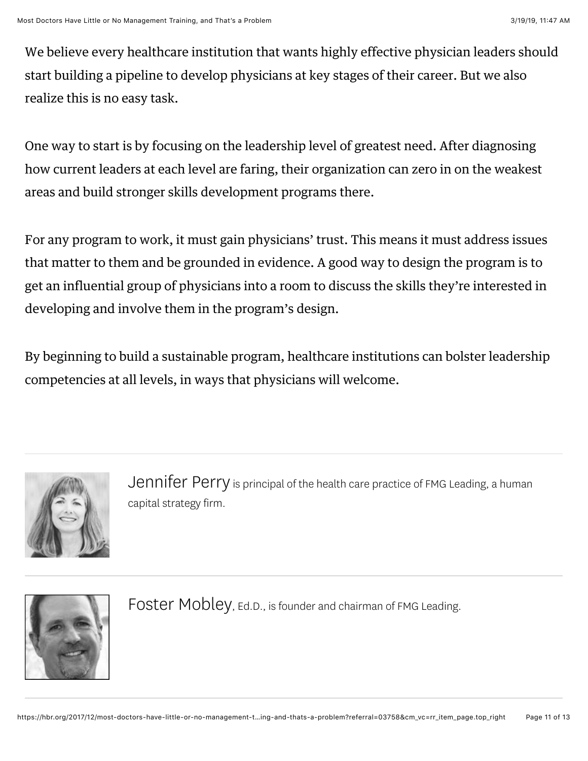We believe every healthcare institution that wants highly effective physician leaders should start building a pipeline to develop physicians at key stages of their career. But we also realize this is no easy task.

One way to start is by focusing on the leadership level of greatest need. After diagnosing how current leaders at each level are faring, their organization can zero in on the weakest areas and build stronger skills development programs there.

For any program to work, it must gain physicians' trust. This means it must address issues that matter to them and be grounded in evidence. A good way to design the program is to get an influential group of physicians into a room to discuss the skills they're interested in developing and involve them in the program's design.

By beginning to build a sustainable program, healthcare institutions can bolster leadership competencies at all levels, in ways that physicians will welcome.

---

Jennifer Perry is principal of the health care practice of FMG Leading, a human capital strategy firm.

---

Foster Mobley, Ed.D., is founder and chairman of FMG Leading.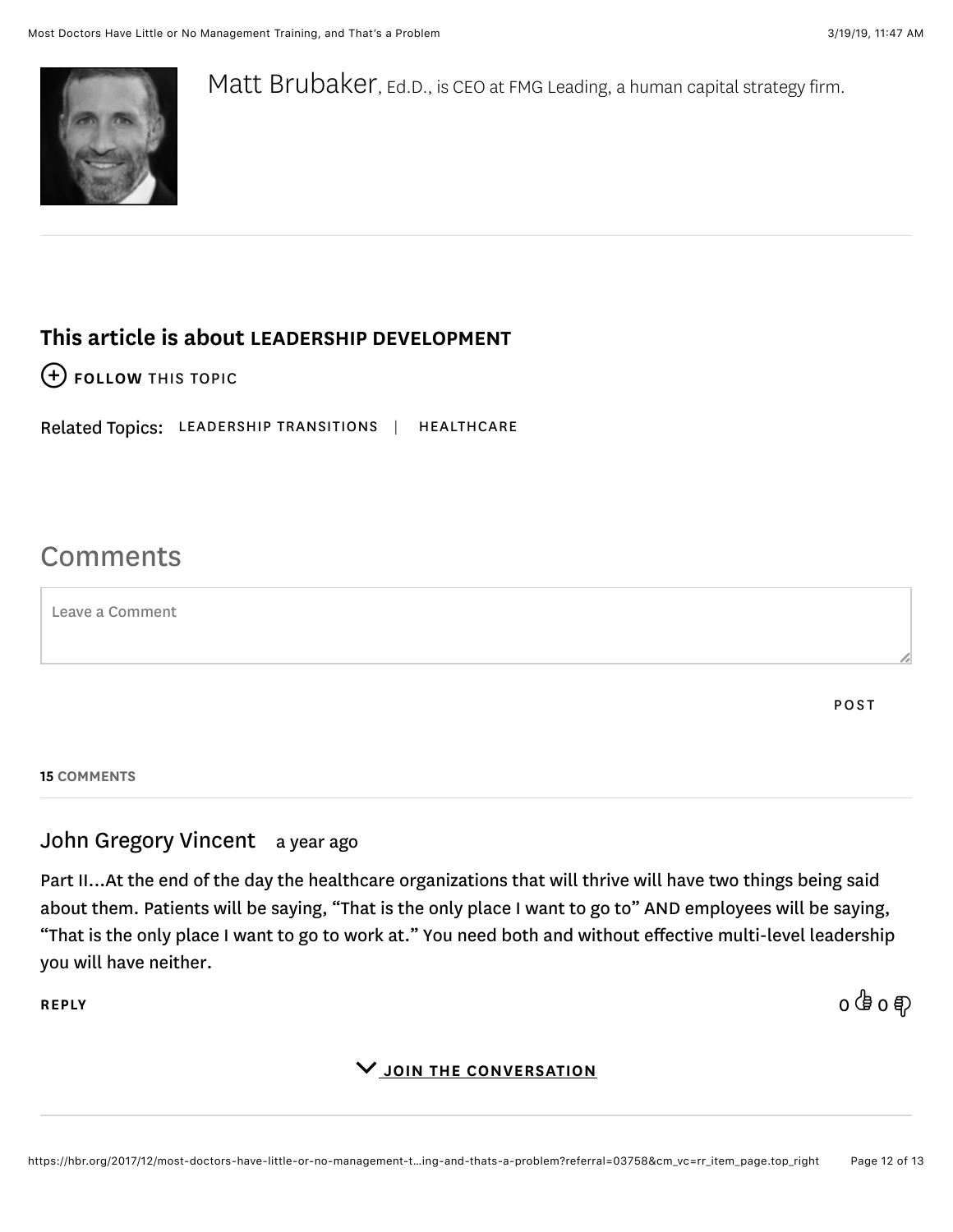Matt Brubaker, Ed.D., is CEO at FMG Leading, a human capital strategy firm.

---

**This article is about LEADERSHIP DEVELOPMENT**

⊕ **FOLLOW** THIS TOPIC

Related Topics: LEADERSHIP TRANSITIONS | HEALTHCARE

## Comments

Leave a Comment

POST

**15 COMMENTS**

---

John Gregory Vincent   a year ago

Part II...At the end of the day the healthcare organizations that will thrive will have two things being said about them. Patients will be saying, "That is the only place I want to go to" AND employees will be saying, "That is the only place I want to go to work at." You need both and without effective multi-level leadership you will have neither.

**REPLY**   0 👍 0 👎

**JOIN THE CONVERSATION**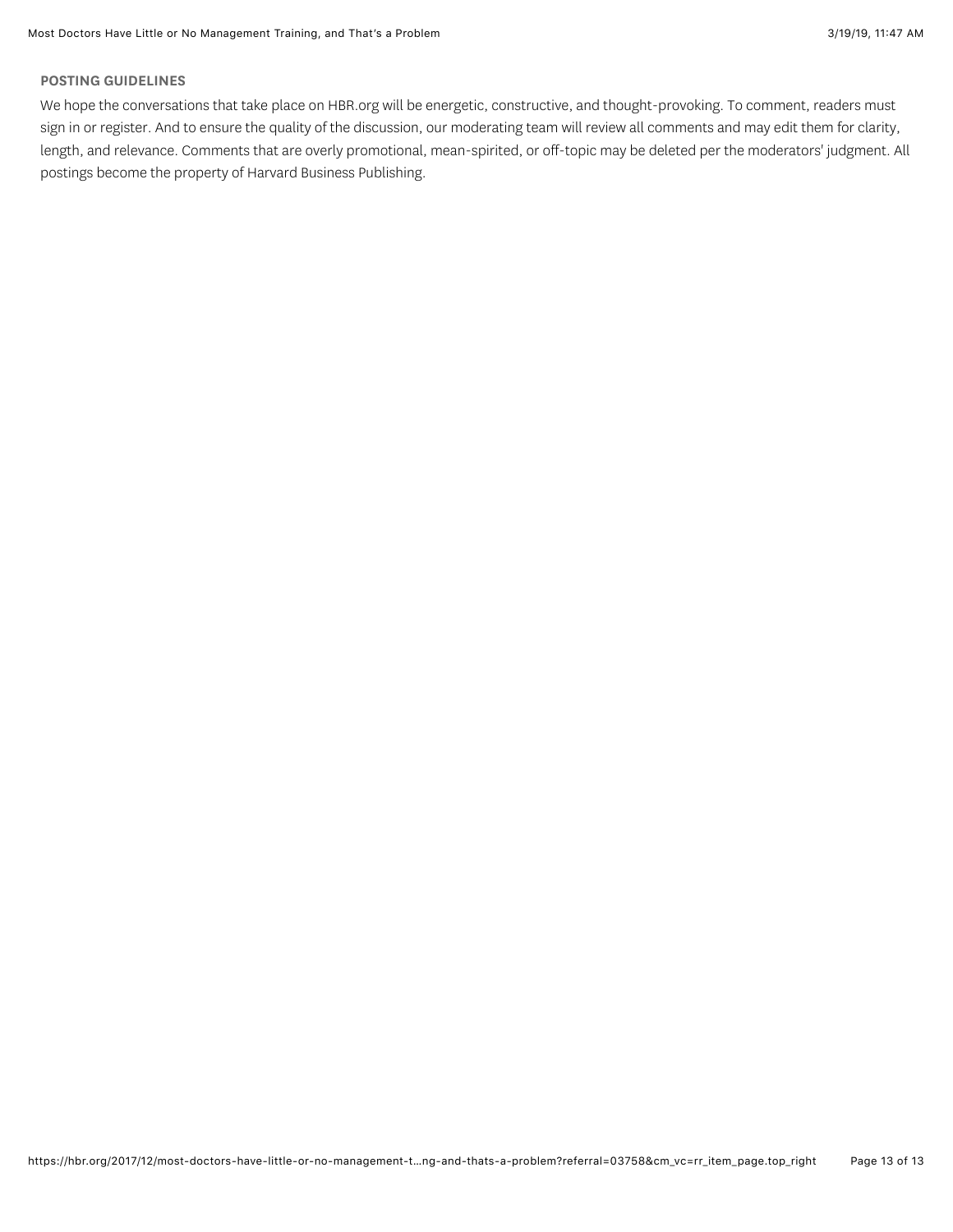**POSTING GUIDELINES**

We hope the conversations that take place on HBR.org will be energetic, constructive, and thought-provoking. To comment, readers must sign in or register. And to ensure the quality of the discussion, our moderating team will review all comments and may edit them for clarity, length, and relevance. Comments that are overly promotional, mean-spirited, or off-topic may be deleted per the moderators' judgment. All postings become the property of Harvard Business Publishing.